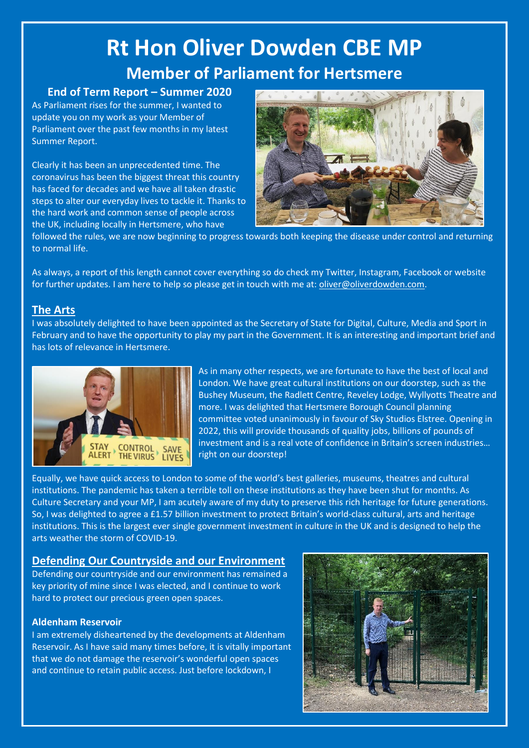# Rt Hon Oliver Dowden CBE MP

## Member of Parliament for Hertsmere

### End of Term Report – Summer 2020

As Parliament rises for the summer, I wanted to update you on my work as your Member of Parliament over the past few months in my latest Summer Report.

Clearly it has been an unprecedented time. The coronavirus has been the biggest threat this country has faced for decades and we have all taken drastic steps to alter our everyday lives to tackle it. Thanks to the hard work and common sense of people across the UK, including locally in Hertsmere, who have followed the rules, we are now beginning to progress towards both keeping the disease under control and returning to normal life.

As always, a report of this length cannot cover everything so do check my Twitter, Instagram, Facebook or website for further updates. I am here to help so please get in touch with me at: oliver@oliverdowden.com.

## The Arts

I was absolutely delighted to have been appointed as the Secretary of State for Digital, Culture, Media and Sport in February and to have the opportunity to play my part in the Government. It is an interesting and important brief and has lots of relevance in Hertsmere.

As in many other respects, we are fortunate to have the best of local and London. We have great cultural institutions on our doorstep, such as the Bushey Museum, the Radlett Centre, Reveley Lodge, Wyllyotts Theatre and more. I was delighted that Hertsmere Borough Council planning committee voted unanimously in favour of Sky Studios Elstree. Opening in 2022, this will provide thousands of quality jobs, billions of pounds of investment and is a real vote of confidence in Britain's screen industries… right on our doorstep!

Equally, we have quick access to London to some of the world's best galleries, museums, theatres and cultural institutions. The pandemic has taken a terrible toll on these institutions as they have been shut for months. As Culture Secretary and your MP, I am acutely aware of my duty to preserve this rich heritage for future generations. So, I was delighted to agree a £1.57 billion investment to protect Britain's world-class cultural, arts and heritage institutions. This is the largest ever single government investment in culture in the UK and is designed to help the arts weather the storm of COVID-19.

## Defending Our Countryside and our Environment

Defending our countryside and our environment has remained a key priority of mine since I was elected, and I continue to work hard to protect our precious green open spaces.

### Aldenham Reservoir

I am extremely disheartened by the developments at Aldenham Reservoir. As I have said many times before, it is vitally important that we do not damage the reservoir's wonderful open spaces and continue to retain public access. Just before lockdown, I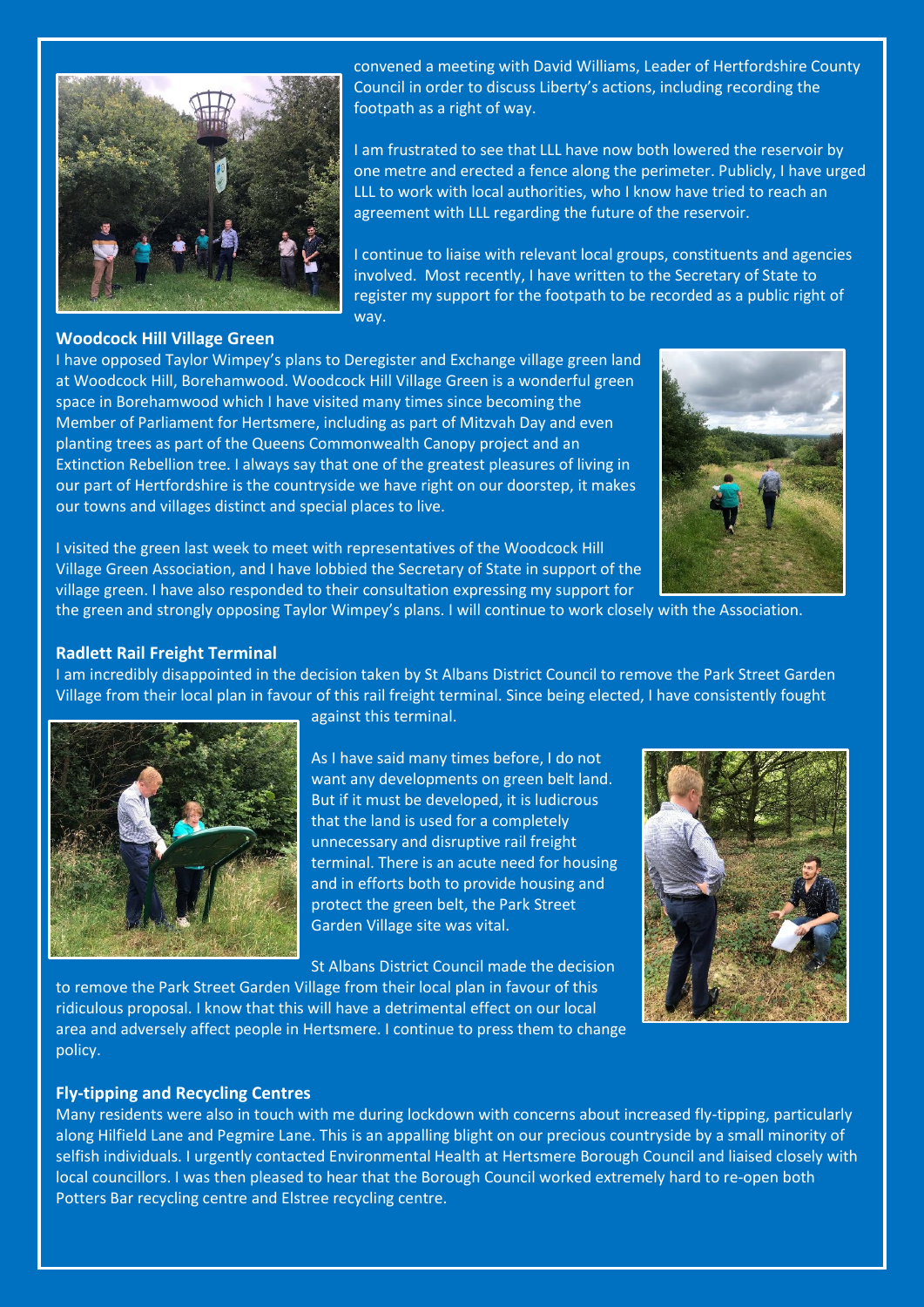convened a meeting with David Williams, Leader of Hertfordshire County Council in order to discuss Liberty's actions, including recording the footpath as a right of way.

I am frustrated to see that LLL have now both lowered the reservoir by one metre and erected a fence along the perimeter. Publicly, I have urged LLL to work with local authorities, who I know have tried to reach an agreement with LLL regarding the future of the reservoir.

I continue to liaise with relevant local groups, constituents and agencies involved. Most recently, I have written to the Secretary of State to register my support for the footpath to be recorded as a public right of way.

### Woodcock Hill Village Green

I have opposed Taylor Wimpey's plans to Deregister and Exchange village green land at Woodcock Hill, Borehamwood. Woodcock Hill Village Green is a wonderful green space in Borehamwood which I have visited many times since becoming the Member of Parliament for Hertsmere, including as part of Mitzvah Day and even planting trees as part of the Queens Commonwealth Canopy project and an Extinction Rebellion tree. I always say that one of the greatest pleasures of living in our part of Hertfordshire is the countryside we have right on our doorstep, it makes our towns and villages distinct and special places to live.

I visited the green last week to meet with representatives of the Woodcock Hill Village Green Association, and I have lobbied the Secretary of State in support of the village green. I have also responded to their consultation expressing my support for the green and strongly opposing Taylor Wimpey's plans. I will continue to work closely with the Association.

### Radlett Rail Freight Terminal

I am incredibly disappointed in the decision taken by St Albans District Council to remove the Park Street Garden Village from their local plan in favour of this rail freight terminal. Since being elected, I have consistently fought against this terminal.

As I have said many times before, I do not want any developments on green belt land. But if it must be developed, it is ludicrous that the land is used for a completely unnecessary and disruptive rail freight terminal. There is an acute need for housing and in efforts both to provide housing and protect the green belt, the Park Street Garden Village site was vital.

St Albans District Council made the decision to remove the Park Street Garden Village from their local plan in favour of this ridiculous proposal. I know that this will have a detrimental effect on our local area and adversely affect people in Hertsmere. I continue to press them to change policy.

### Fly-tipping and Recycling Centres

Many residents were also in touch with me during lockdown with concerns about increased fly-tipping, particularly along Hilfield Lane and Pegmire Lane. This is an appalling blight on our precious countryside by a small minority of selfish individuals. I urgently contacted Environmental Health at Hertsmere Borough Council and liaised closely with local councillors. I was then pleased to hear that the Borough Council worked extremely hard to re-open both Potters Bar recycling centre and Elstree recycling centre.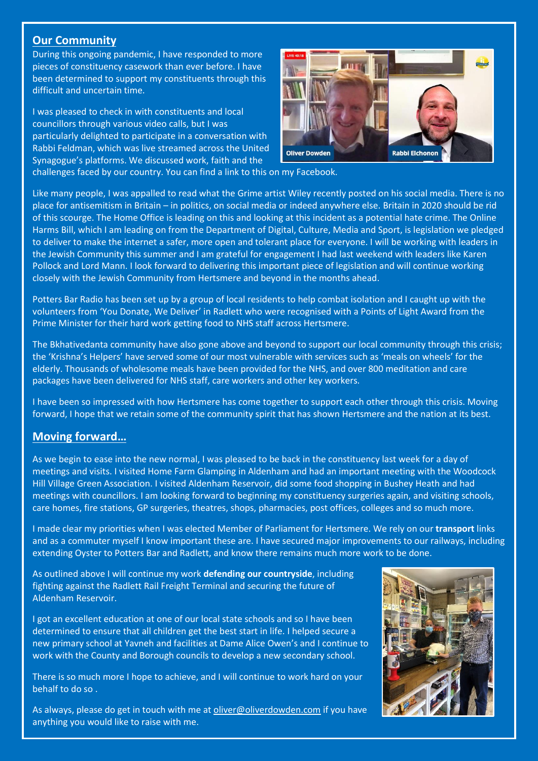## Our Community

During this ongoing pandemic, I have responded to more pieces of constituency casework than ever before. I have been determined to support my constituents through this difficult and uncertain time.

I was pleased to check in with constituents and local councillors through various video calls, but I was particularly delighted to participate in a conversation with Rabbi Feldman, which was live streamed across the United Synagogue's platforms. We discussed work, faith and the challenges faced by our country. You can find a link to this on my Facebook.

Like many people, I was appalled to read what the Grime artist Wiley recently posted on his social media. There is no place for antisemitism in Britain – in politics, on social media or indeed anywhere else. Britain in 2020 should be rid of this scourge. The Home Office is leading on this and looking at this incident as a potential hate crime. The Online Harms Bill, which I am leading on from the Department of Digital, Culture, Media and Sport, is legislation we pledged to deliver to make the internet a safer, more open and tolerant place for everyone. I will be working with leaders in the Jewish Community this summer and I am grateful for engagement I had last weekend with leaders like Karen Pollock and Lord Mann. I look forward to delivering this important piece of legislation and will continue working closely with the Jewish Community from Hertsmere and beyond in the months ahead.

Potters Bar Radio has been set up by a group of local residents to help combat isolation and I caught up with the volunteers from 'You Donate, We Deliver' in Radlett who were recognised with a Points of Light Award from the Prime Minister for their hard work getting food to NHS staff across Hertsmere.

The Bkhativedanta community have also gone above and beyond to support our local community through this crisis; the 'Krishna's Helpers' have served some of our most vulnerable with services such as 'meals on wheels' for the elderly. Thousands of wholesome meals have been provided for the NHS, and over 800 meditation and care packages have been delivered for NHS staff, care workers and other key workers.

I have been so impressed with how Hertsmere has come together to support each other through this crisis. Moving forward, I hope that we retain some of the community spirit that has shown Hertsmere and the nation at its best.

## Moving forward…

As we begin to ease into the new normal, I was pleased to be back in the constituency last week for a day of meetings and visits. I visited Home Farm Glamping in Aldenham and had an important meeting with the Woodcock Hill Village Green Association. I visited Aldenham Reservoir, did some food shopping in Bushey Heath and had meetings with councillors. I am looking forward to beginning my constituency surgeries again, and visiting schools, care homes, fire stations, GP surgeries, theatres, shops, pharmacies, post offices, colleges and so much more.

I made clear my priorities when I was elected Member of Parliament for Hertsmere. We rely on our **transport** links and as a commuter myself I know important these are. I have secured major improvements to our railways, including extending Oyster to Potters Bar and Radlett, and know there remains much more work to be done.

As outlined above I will continue my work **defending our countryside**, including fighting against the Radlett Rail Freight Terminal and securing the future of Aldenham Reservoir.

I got an excellent education at one of our local state schools and so I have been determined to ensure that all children get the best start in life. I helped secure a new primary school at Yavneh and facilities at Dame Alice Owen's and I continue to work with the County and Borough councils to develop a new secondary school.

There is so much more I hope to achieve, and I will continue to work hard on your behalf to do so .

As always, please do get in touch with me at oliver@oliverdowden.com if you have anything you would like to raise with me.